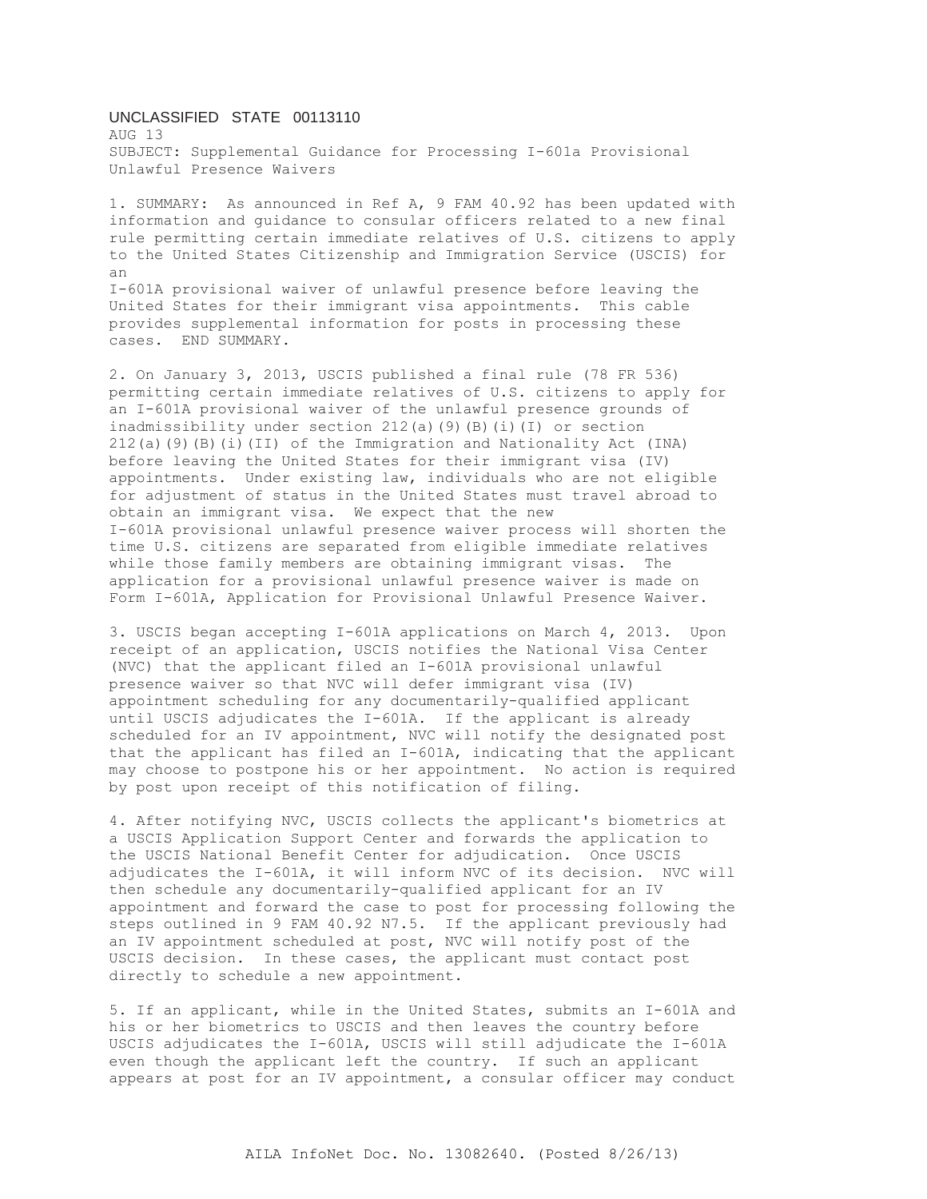UNCLASSIFIED STATE 00113110

AUG 13

SUBJECT: Supplemental Guidance for Processing I-601a Provisional Unlawful Presence Waivers

1. SUMMARY: As announced in Ref A, 9 FAM 40.92 has been updated with information and guidance to consular officers related to a new final rule permitting certain immediate relatives of U.S. citizens to apply to the United States Citizenship and Immigration Service (USCIS) for an I-601A provisional waiver of unlawful presence before leaving the United States for their immigrant visa appointments. This cable provides supplemental information for posts in processing these cases. END SUMMARY.

2. On January 3, 2013, USCIS published a final rule (78 FR 536) permitting certain immediate relatives of U.S. citizens to apply for an I-601A provisional waiver of the unlawful presence grounds of inadmissibility under section 212(a)(9)(B)(i)(I) or section 212(a)(9)(B)(i)(II) of the Immigration and Nationality Act (INA) before leaving the United States for their immigrant visa (IV) appointments. Under existing law, individuals who are not eligible for adjustment of status in the United States must travel abroad to obtain an immigrant visa. We expect that the new I-601A provisional unlawful presence waiver process will shorten the time U.S. citizens are separated from eligible immediate relatives while those family members are obtaining immigrant visas. The application for a provisional unlawful presence waiver is made on Form I-601A, Application for Provisional Unlawful Presence Waiver.

3. USCIS began accepting I-601A applications on March 4, 2013. Upon receipt of an application, USCIS notifies the National Visa Center (NVC) that the applicant filed an I-601A provisional unlawful presence waiver so that NVC will defer immigrant visa (IV) appointment scheduling for any documentarily-qualified applicant until USCIS adjudicates the I-601A. If the applicant is already scheduled for an IV appointment, NVC will notify the designated post that the applicant has filed an I-601A, indicating that the applicant may choose to postpone his or her appointment. No action is required by post upon receipt of this notification of filing.

4. After notifying NVC, USCIS collects the applicant's biometrics at a USCIS Application Support Center and forwards the application to the USCIS National Benefit Center for adjudication. Once USCIS adjudicates the I-601A, it will inform NVC of its decision. NVC will then schedule any documentarily-qualified applicant for an IV appointment and forward the case to post for processing following the steps outlined in 9 FAM 40.92 N7.5. If the applicant previously had an IV appointment scheduled at post, NVC will notify post of the USCIS decision. In these cases, the applicant must contact post directly to schedule a new appointment.

5. If an applicant, while in the United States, submits an I-601A and his or her biometrics to USCIS and then leaves the country before USCIS adjudicates the I-601A, USCIS will still adjudicate the I-601A even though the applicant left the country. If such an applicant appears at post for an IV appointment, a consular officer may conduct

AILA InfoNet Doc. No. 13082640. (Posted 8/26/13)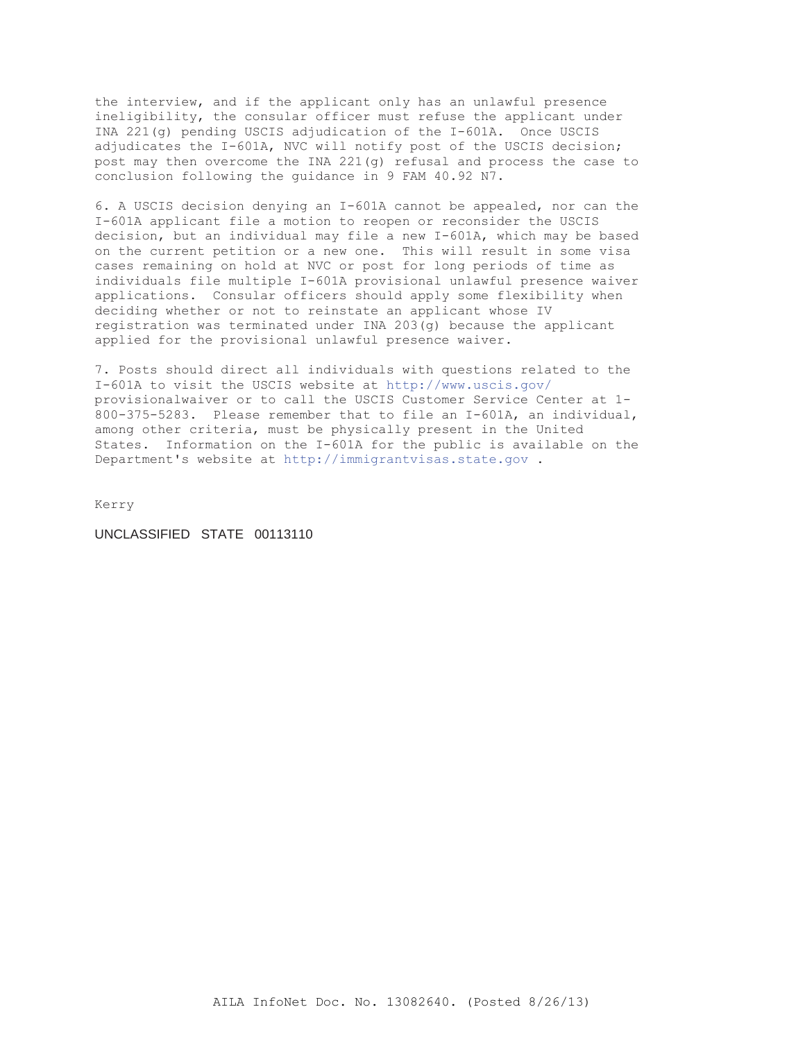the interview, and if the applicant only has an unlawful presence ineligibility, the consular officer must refuse the applicant under INA 221(g) pending USCIS adjudication of the I-601A. Once USCIS adjudicates the I-601A, NVC will notify post of the USCIS decision; post may then overcome the INA 221(g) refusal and process the case to conclusion following the guidance in 9 FAM 40.92 N7.

6. A USCIS decision denying an I-601A cannot be appealed, nor can the I-601A applicant file a motion to reopen or reconsider the USCIS decision, but an individual may file a new I-601A, which may be based on the current petition or a new one. This will result in some visa cases remaining on hold at NVC or post for long periods of time as individuals file multiple I-601A provisional unlawful presence waiver applications. Consular officers should apply some flexibility when deciding whether or not to reinstate an applicant whose IV registration was terminated under INA 203(g) because the applicant applied for the provisional unlawful presence waiver.

7. Posts should direct all individuals with questions related to the I-601A to visit the USCIS website at http://www.uscis.gov/provisionalwaiver or to call the USCIS Customer Service Center at 1-800-375-5283. Please remember that to file an I-601A, an individual, among other criteria, must be physically present in the United States. Information on the I-601A for the public is available on the Department's website at http://immigrantvisas.state.gov .

Kerry

UNCLASSIFIED STATE 00113110

AILA InfoNet Doc. No. 13082640. (Posted 8/26/13)